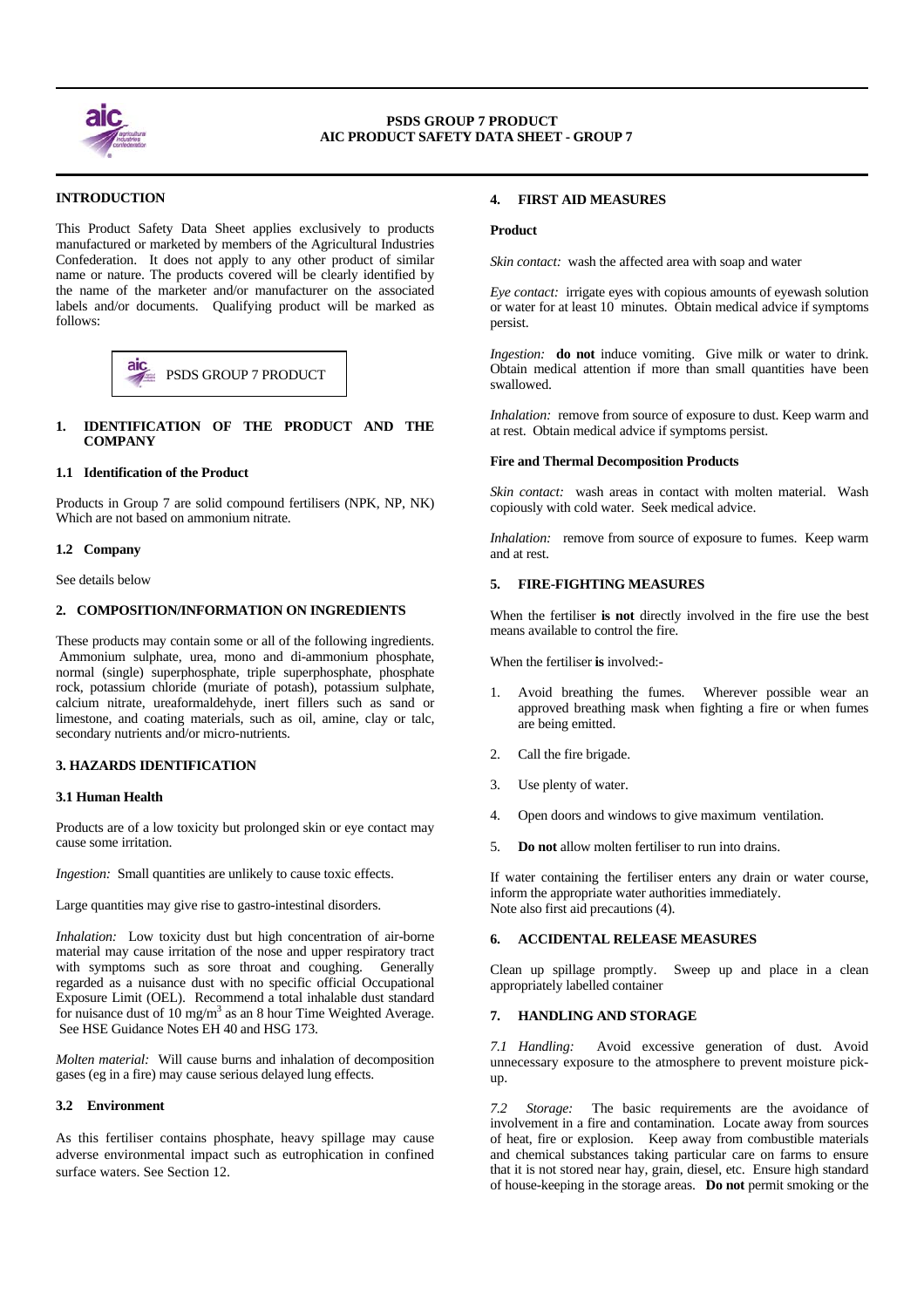# PSDS GROUP 7 PRODUCT
# AIC PRODUCT SAFETY DATA SHEET - GROUP 7

## INTRODUCTION

This Product Safety Data Sheet applies exclusively to products manufactured or marketed by members of the Agricultural Industries Confederation. It does not apply to any other product of similar name or nature. The products covered will be clearly identified by the name of the marketer and/or manufacturer on the associated labels and/or documents. Qualifying product will be marked as follows:

PSDS GROUP 7 PRODUCT

## 1. IDENTIFICATION OF THE PRODUCT AND THE COMPANY

### 1.1 Identification of the Product

Products in Group 7 are solid compound fertilisers (NPK, NP, NK) Which are not based on ammonium nitrate.

### 1.2 Company

See details below

## 2. COMPOSITION/INFORMATION ON INGREDIENTS

These products may contain some or all of the following ingredients. Ammonium sulphate, urea, mono and di-ammonium phosphate, normal (single) superphosphate, triple superphosphate, phosphate rock, potassium chloride (muriate of potash), potassium sulphate, calcium nitrate, ureaformaldehyde, inert fillers such as sand or limestone, and coating materials, such as oil, amine, clay or talc, secondary nutrients and/or micro-nutrients.

## 3. HAZARDS IDENTIFICATION

### 3.1 Human Health

Products are of a low toxicity but prolonged skin or eye contact may cause some irritation.

*Ingestion:* Small quantities are unlikely to cause toxic effects.

Large quantities may give rise to gastro-intestinal disorders.

*Inhalation:* Low toxicity dust but high concentration of air-borne material may cause irritation of the nose and upper respiratory tract with symptoms such as sore throat and coughing. Generally regarded as a nuisance dust with no specific official Occupational Exposure Limit (OEL). Recommend a total inhalable dust standard for nuisance dust of 10 mg/m$^3$ as an 8 hour Time Weighted Average. See HSE Guidance Notes EH 40 and HSG 173.

*Molten material:* Will cause burns and inhalation of decomposition gases (eg in a fire) may cause serious delayed lung effects.

### 3.2 Environment

As this fertiliser contains phosphate, heavy spillage may cause adverse environmental impact such as eutrophication in confined surface waters. See Section 12.

## 4. FIRST AID MEASURES

**Product**

*Skin contact:* wash the affected area with soap and water

*Eye contact:* irrigate eyes with copious amounts of eyewash solution or water for at least 10 minutes. Obtain medical advice if symptoms persist.

*Ingestion:* **do not** induce vomiting. Give milk or water to drink. Obtain medical attention if more than small quantities have been swallowed.

*Inhalation:* remove from source of exposure to dust. Keep warm and at rest. Obtain medical advice if symptoms persist.

**Fire and Thermal Decomposition Products**

*Skin contact:* wash areas in contact with molten material. Wash copiously with cold water. Seek medical advice.

*Inhalation:* remove from source of exposure to fumes. Keep warm and at rest.

## 5. FIRE-FIGHTING MEASURES

When the fertiliser **is not** directly involved in the fire use the best means available to control the fire.

When the fertiliser **is** involved:-

1. Avoid breathing the fumes. Wherever possible wear an approved breathing mask when fighting a fire or when fumes are being emitted.
2. Call the fire brigade.
3. Use plenty of water.
4. Open doors and windows to give maximum ventilation.
5. **Do not** allow molten fertiliser to run into drains.

If water containing the fertiliser enters any drain or water course, inform the appropriate water authorities immediately.
Note also first aid precautions (4).

## 6. ACCIDENTAL RELEASE MEASURES

Clean up spillage promptly. Sweep up and place in a clean appropriately labelled container

## 7. HANDLING AND STORAGE

*7.1 Handling:* Avoid excessive generation of dust. Avoid unnecessary exposure to the atmosphere to prevent moisture pick-up.

*7.2 Storage:* The basic requirements are the avoidance of involvement in a fire and contamination. Locate away from sources of heat, fire or explosion. Keep away from combustible materials and chemical substances taking particular care on farms to ensure that it is not stored near hay, grain, diesel, etc. Ensure high standard of house-keeping in the storage areas. **Do not** permit smoking or the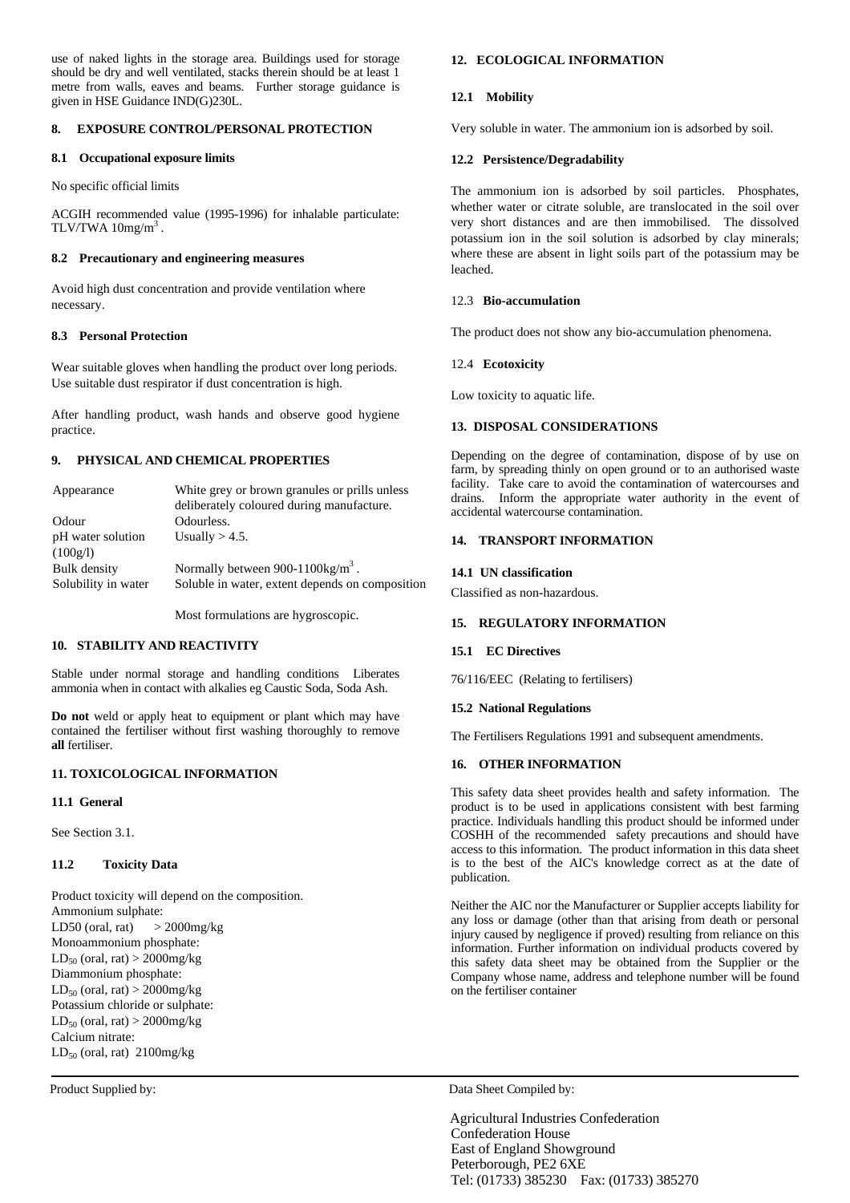use of naked lights in the storage area. Buildings used for storage should be dry and well ventilated, stacks therein should be at least 1 metre from walls, eaves and beams. Further storage guidance is given in HSE Guidance IND(G)230L.

## 8. EXPOSURE CONTROL/PERSONAL PROTECTION

### 8.1 Occupational exposure limits

No specific official limits

ACGIH recommended value (1995-1996) for inhalable particulate: TLV/TWA $10mg/m^3$.

### 8.2 Precautionary and engineering measures

Avoid high dust concentration and provide ventilation where necessary.

### 8.3 Personal Protection

Wear suitable gloves when handling the product over long periods. Use suitable dust respirator if dust concentration is high.

After handling product, wash hands and observe good hygiene practice.

## 9. PHYSICAL AND CHEMICAL PROPERTIES

| | |
|---|---|
| Appearance | White grey or brown granules or prills unless deliberately coloured during manufacture. |
| Odour | Odourless. |
| pH water solution (100g/l) | Usually > 4.5. |
| Bulk density | Normally between 900-1100kg/$m^3$. |
| Solubility in water | Soluble in water, extent depends on composition |
| | Most formulations are hygroscopic. |

## 10. STABILITY AND REACTIVITY

Stable under normal storage and handling conditions Liberates ammonia when in contact with alkalies eg Caustic Soda, Soda Ash.

**Do not** weld or apply heat to equipment or plant which may have contained the fertiliser without first washing thoroughly to remove **all** fertiliser.

## 11. TOXICOLOGICAL INFORMATION

### 11.1 General

See Section 3.1.

### 11.2 Toxicity Data

Product toxicity will depend on the composition.
Ammonium sulphate:
LD50 (oral, rat) > 2000mg/kg
Monoammonium phosphate:
$LD_{50}$ (oral, rat) > 2000mg/kg
Diammonium phosphate:
$LD_{50}$ (oral, rat) > 2000mg/kg
Potassium chloride or sulphate:
$LD_{50}$ (oral, rat) > 2000mg/kg
Calcium nitrate:
$LD_{50}$ (oral, rat) 2100mg/kg

## 12. ECOLOGICAL INFORMATION

### 12.1 Mobility

Very soluble in water. The ammonium ion is adsorbed by soil.

### 12.2 Persistence/Degradability

The ammonium ion is adsorbed by soil particles. Phosphates, whether water or citrate soluble, are translocated in the soil over very short distances and are then immobilised. The dissolved potassium ion in the soil solution is adsorbed by clay minerals; where these are absent in light soils part of the potassium may be leached.

### 12.3 Bio-accumulation

The product does not show any bio-accumulation phenomena.

### 12.4 Ecotoxicity

Low toxicity to aquatic life.

## 13. DISPOSAL CONSIDERATIONS

Depending on the degree of contamination, dispose of by use on farm, by spreading thinly on open ground or to an authorised waste facility. Take care to avoid the contamination of watercourses and drains. Inform the appropriate water authority in the event of accidental watercourse contamination.

## 14. TRANSPORT INFORMATION

### 14.1 UN classification

Classified as non-hazardous.

## 15. REGULATORY INFORMATION

### 15.1 EC Directives

76/116/EEC (Relating to fertilisers)

### 15.2 National Regulations

The Fertilisers Regulations 1991 and subsequent amendments.

## 16. OTHER INFORMATION

This safety data sheet provides health and safety information. The product is to be used in applications consistent with best farming practice. Individuals handling this product should be informed under COSHH of the recommended safety precautions and should have access to this information. The product information in this data sheet is to the best of the AIC's knowledge correct as at the date of publication.

Neither the AIC nor the Manufacturer or Supplier accepts liability for any loss or damage (other than that arising from death or personal injury caused by negligence if proved) resulting from reliance on this information. Further information on individual products covered by this safety data sheet may be obtained from the Supplier or the Company whose name, address and telephone number will be found on the fertiliser container

Product Supplied by:

Data Sheet Compiled by:

Agricultural Industries Confederation
Confederation House
East of England Showground
Peterborough, PE2 6XE
Tel: (01733) 385230 Fax: (01733) 385270